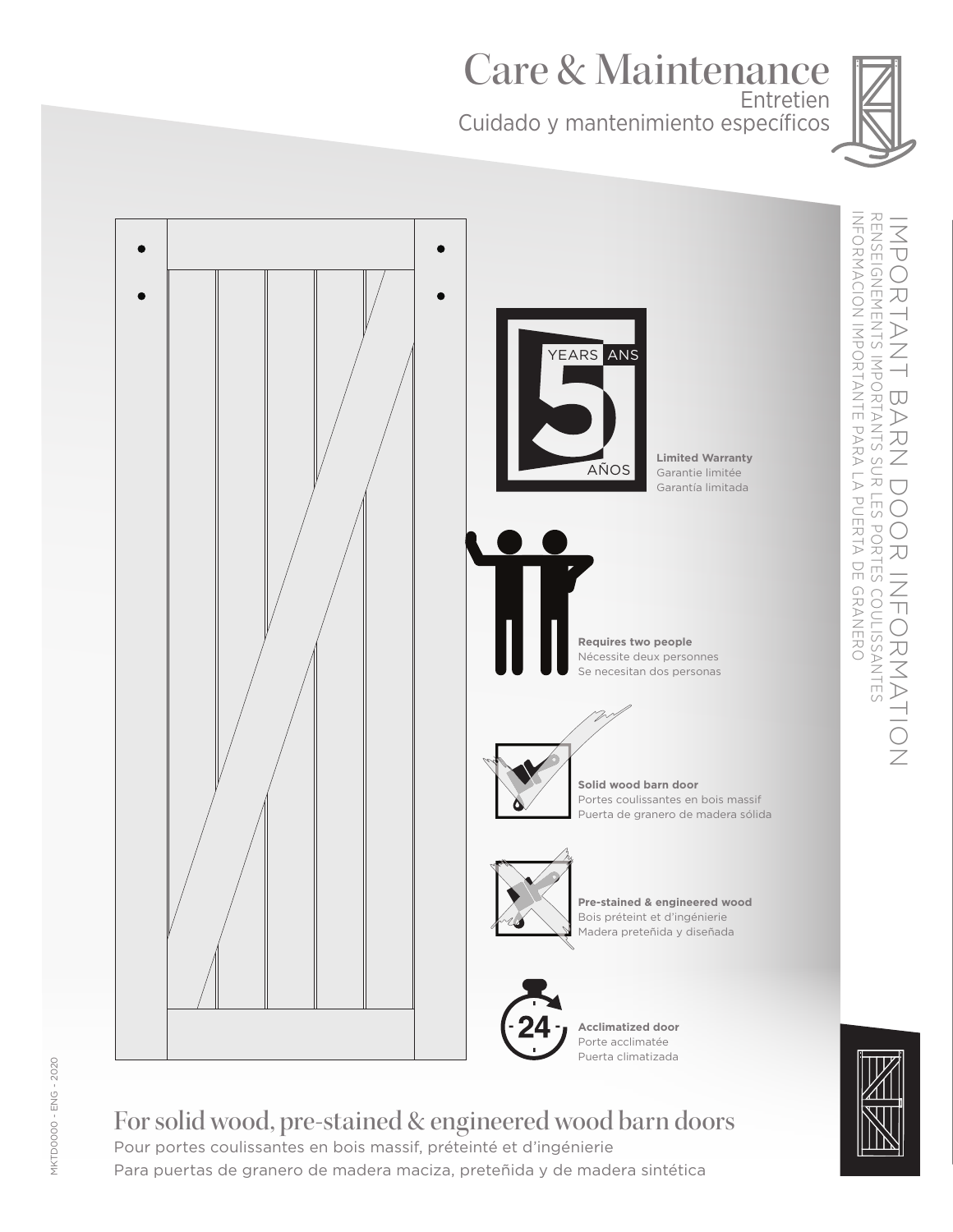# Care & Maintenance

Entretien

Cuidado y mantenimiento específicos

## IMPORTANT BARN DOOR INFORMATION

RENSEIGNEMENTS IMPORTANTS SUR LES PORTES COULISSANTES

INFORMACION IMPORTANTE PARA LA PUERTA DE GRANERO

YEARS ANS 5 AÑOS

**Limited Warranty**
Garantie limitée
Garantía limitada

**Requires two people**
Nécessite deux personnes
Se necesitan dos personas

**Solid wood barn door**
Portes coulissantes en bois massif
Puerta de granero de madera sólida

**Pre-stained & engineered wood**
Bois préteint et d'ingénierie
Madera preteñida y diseñada

24

**Acclimatized door**
Porte acclimatée
Puerta climatizada

## For solid wood, pre-stained & engineered wood barn doors

Pour portes coulissantes en bois massif, préteinté et d'ingénierie

Para puertas de granero de madera maciza, preteñida y de madera sintética

MKTD0000 - ENG - 2020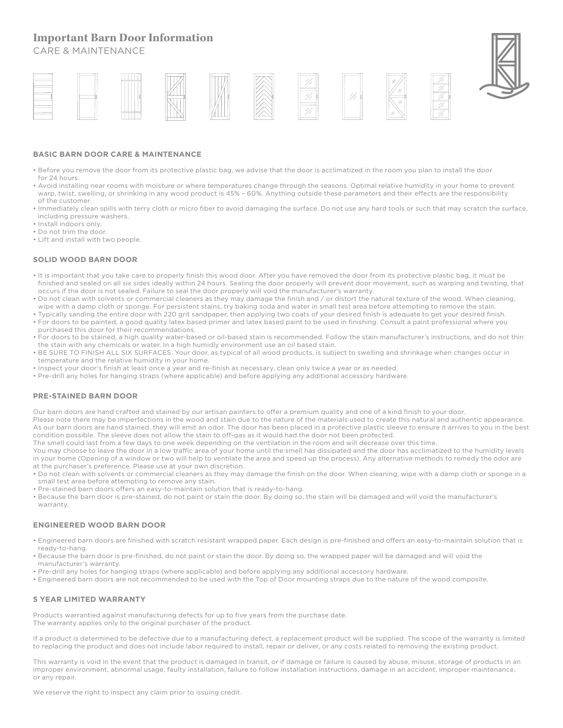# Important Barn Door Information

CARE & MAINTENANCE

## BASIC BARN DOOR CARE & MAINTENANCE

- Before you remove the door from its protective plastic bag, we advise that the door is acclimatized in the room you plan to install the door for 24 hours.
- Avoid installing near rooms with moisture or where temperatures change through the seasons. Optimal relative humidity in your home to prevent warp, twist, swelling, or shrinking in any wood product is 45% – 60%. Anything outside these parameters and their effects are the responsibility of the customer.
- Immediately clean spills with terry cloth or micro fiber to avoid damaging the surface. Do not use any hard tools or such that may scratch the surface, including pressure washers.
- Install indoors only.
- Do not trim the door.
- Lift and install with two people.

## SOLID WOOD BARN DOOR

- It is important that you take care to properly finish this wood door. After you have removed the door from its protective plastic bag, it must be finished and sealed on all six sides ideally within 24 hours. Sealing the door properly will prevent door movement, such as warping and twisting, that occurs if the door is not sealed. Failure to seal the door properly will void the manufacturer's warranty.
- Do not clean with solvents or commercial cleaners as they may damage the finish and / or distort the natural texture of the wood. When cleaning, wipe with a damp cloth or sponge. For persistent stains, try baking soda and water in small test area before attempting to remove the stain.
- Typically sanding the entire door with 220 grit sandpaper, then applying two coats of your desired finish is adequate to get your desired finish.
- For doors to be painted, a good quality latex based primer and latex based paint to be used in finishing. Consult a paint professional where you purchased this door for their recommendations.
- For doors to be stained, a high quality water-based or oil-based stain is recommended. Follow the stain manufacturer's instructions, and do not thin the stain with any chemicals or water. In a high humidly environment use an oil based stain.
- BE SURE TO FINISH ALL SIX SURFACES. Your door, as typical of all wood products, is subject to swelling and shrinkage when changes occur in temperature and the relative humidity in your home.
- Inspect your door's finish at least once a year and re-finish as necessary, clean only twice a year or as needed.
- Pre-drill any holes for hanging straps (where applicable) and before applying any additional accessory hardware.

## PRE-STAINED BARN DOOR

Our barn doors are hand crafted and stained by our artisan painters to offer a premium quality and one of a kind finish to your door.
Please note there may be imperfections in the wood and stain due to the nature of the materials used to create this natural and authentic appearance.
As our barn doors are hand stained, they will emit an odor. The door has been placed in a protective plastic sleeve to ensure it arrives to you in the best condition possible. The sleeve does not allow the stain to off-gas as it would had the door not been protected.
The smell could last from a few days to one week depending on the ventilation in the room and will decrease over this time.
You may choose to leave the door in a low traffic area of your home until the smell has dissipated and the door has acclimatized to the humidity levels in your home (Opening of a window or two will help to ventilate the area and speed up the process). Any alternative methods to remedy the odor are at the purchaser's preference. Please use at your own discretion.

- Do not clean with solvents or commercial cleaners as they may damage the finish on the door. When cleaning, wipe with a damp cloth or sponge in a small test area before attempting to remove any stain.
- Pre-stained barn doors offers an easy-to-maintain solution that is ready-to-hang.
- Because the barn door is pre-stained, do not paint or stain the door. By doing so, the stain will be damaged and will void the manufacturer's warranty.

## ENGINEERED WOOD BARN DOOR

- Engineered barn doors are finished with scratch resistant wrapped paper. Each design is pre-finished and offers an easy-to-maintain solution that is ready-to-hang.
- Because the barn door is pre-finished, do not paint or stain the door. By doing so, the wrapped paper will be damaged and will void the manufacturer's warranty.
- Pre-drill any holes for hanging straps (where applicable) and before applying any additional accessory hardware.
- Engineered barn doors are not recommended to be used with the Top of Door mounting straps due to the nature of the wood composite.

## 5 YEAR LIMITED WARRANTY

Products warrantied against manufacturing defects for up to five years from the purchase date.
The warranty applies only to the original purchaser of the product.

If a product is determined to be defective due to a manufacturing defect, a replacement product will be supplied. The scope of the warranty is limited to replacing the product and does not include labor required to install, repair or deliver, or any costs related to removing the existing product.

This warranty is void in the event that the product is damaged in transit, or if damage or failure is caused by abuse, misuse, storage of products in an improper environment, abnormal usage, faulty installation, failure to follow installation instructions, damage in an accident, improper maintenance, or any repair.

We reserve the right to inspect any claim prior to issuing credit.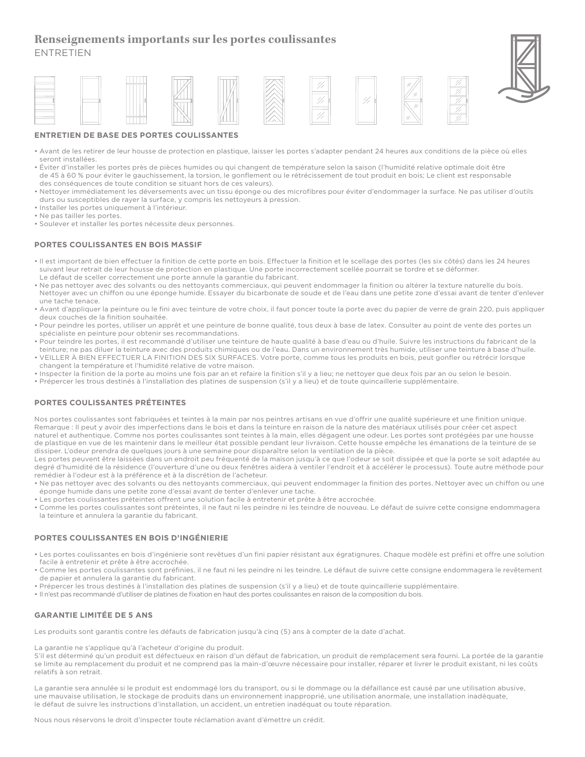# Renseignements importants sur les portes coulissantes

ENTRETIEN

## ENTRETIEN DE BASE DES PORTES COULISSANTES

- Avant de les retirer de leur housse de protection en plastique, laisser les portes s'adapter pendant 24 heures aux conditions de la pièce où elles seront installées.
- Éviter d'installer les portes près de pièces humides ou qui changent de température selon la saison (l'humidité relative optimale doit être de 45 à 60 % pour éviter le gauchissement, la torsion, le gonflement ou le rétrécissement de tout produit en bois; Le client est responsable des conséquences de toute condition se situant hors de ces valeurs).
- Nettoyer immédiatement les déversements avec un tissu éponge ou des microfibres pour éviter d'endommager la surface. Ne pas utiliser d'outils durs ou susceptibles de rayer la surface, y compris les nettoyeurs à pression.
- Installer les portes uniquement à l'intérieur.
- Ne pas tailler les portes.
- Soulever et installer les portes nécessite deux personnes.

## PORTES COULISSANTES EN BOIS MASSIF

- Il est important de bien effectuer la finition de cette porte en bois. Effectuer la finition et le scellage des portes (les six côtés) dans les 24 heures suivant leur retrait de leur housse de protection en plastique. Une porte incorrectement scellée pourrait se tordre et se déformer. Le défaut de sceller correctement une porte annule la garantie du fabricant.
- Ne pas nettoyer avec des solvants ou des nettoyants commerciaux, qui peuvent endommager la finition ou altérer la texture naturelle du bois. Nettoyer avec un chiffon ou une éponge humide. Essayer du bicarbonate de soude et de l'eau dans une petite zone d'essai avant de tenter d'enlever une tache tenace.
- Avant d'appliquer la peinture ou le fini avec teinture de votre choix, il faut poncer toute la porte avec du papier de verre de grain 220, puis appliquer deux couches de la finition souhaitée.
- Pour peindre les portes, utiliser un apprêt et une peinture de bonne qualité, tous deux à base de latex. Consulter au point de vente des portes un spécialiste en peinture pour obtenir ses recommandations.
- Pour teindre les portes, il est recommandé d'utiliser une teinture de haute qualité à base d'eau ou d'huile. Suivre les instructions du fabricant de la teinture; ne pas diluer la teinture avec des produits chimiques ou de l'eau. Dans un environnement très humide, utiliser une teinture à base d'huile.
- VEILLER À BIEN EFFECTUER LA FINITION DES SIX SURFACES. Votre porte, comme tous les produits en bois, peut gonfler ou rétrécir lorsque changent la température et l'humidité relative de votre maison.
- Inspecter la finition de la porte au moins une fois par an et refaire la finition s'il y a lieu; ne nettoyer que deux fois par an ou selon le besoin.
- Prépercer les trous destinés à l'installation des platines de suspension (s'il y a lieu) et de toute quincaillerie supplémentaire.

## PORTES COULISSANTES PRÉTEINTES

Nos portes coulissantes sont fabriquées et teintes à la main par nos peintres artisans en vue d'offrir une qualité supérieure et une finition unique. Remarque : Il peut y avoir des imperfections dans le bois et dans la teinture en raison de la nature des matériaux utilisés pour créer cet aspect naturel et authentique. Comme nos portes coulissantes sont teintes à la main, elles dégagent une odeur. Les portes sont protégées par une housse de plastique en vue de les maintenir dans le meilleur état possible pendant leur livraison. Cette housse empêche les émanations de la teinture de se dissiper. L'odeur prendra de quelques jours à une semaine pour disparaître selon la ventilation de la pièce.
Les portes peuvent être laissées dans un endroit peu fréquenté de la maison jusqu'à ce que l'odeur se soit dissipée et que la porte se soit adaptée au degré d'humidité de la résidence (l'ouverture d'une ou deux fenêtres aidera à ventiler l'endroit et à accélérer le processus). Toute autre méthode pour remédier à l'odeur est à la préférence et à la discrétion de l'acheteur.

- Ne pas nettoyer avec des solvants ou des nettoyants commerciaux, qui peuvent endommager la finition des portes. Nettoyer avec un chiffon ou une éponge humide dans une petite zone d'essai avant de tenter d'enlever une tache.
- Les portes coulissantes préteintes offrent une solution facile à entretenir et prête à être accrochée.
- Comme les portes coulissantes sont préteintes, il ne faut ni les peindre ni les teindre de nouveau. Le défaut de suivre cette consigne endommagera la teinture et annulera la garantie du fabricant.

## PORTES COULISSANTES EN BOIS D'INGÉNIERIE

- Les portes coulissantes en bois d'ingénierie sont revêtues d'un fini papier résistant aux égratignures. Chaque modèle est préfini et offre une solution facile à entretenir et prête à être accrochée.
- Comme les portes coulissantes sont préfinies, il ne faut ni les peindre ni les teindre. Le défaut de suivre cette consigne endommagera le revêtement de papier et annulera la garantie du fabricant.
- Prépercer les trous destinés à l'installation des platines de suspension (s'il y a lieu) et de toute quincaillerie supplémentaire.
- Il n'est pas recommandé d'utiliser de platines de fixation en haut des portes coulissantes en raison de la composition du bois.

## GARANTIE LIMITÉE DE 5 ANS

Les produits sont garantis contre les défauts de fabrication jusqu'à cinq (5) ans à compter de la date d'achat.

La garantie ne s'applique qu'à l'acheteur d'origine du produit.
S'il est déterminé qu'un produit est défectueux en raison d'un défaut de fabrication, un produit de remplacement sera fourni. La portée de la garantie se limite au remplacement du produit et ne comprend pas la main-d'œuvre nécessaire pour installer, réparer et livrer le produit existant, ni les coûts relatifs à son retrait.

La garantie sera annulée si le produit est endommagé lors du transport, ou si le dommage ou la défaillance est causé par une utilisation abusive, une mauvaise utilisation, le stockage de produits dans un environnement inapproprié, une utilisation anormale, une installation inadéquate, le défaut de suivre les instructions d'installation, un accident, un entretien inadéquat ou toute réparation.

Nous nous réservons le droit d'inspecter toute réclamation avant d'émettre un crédit.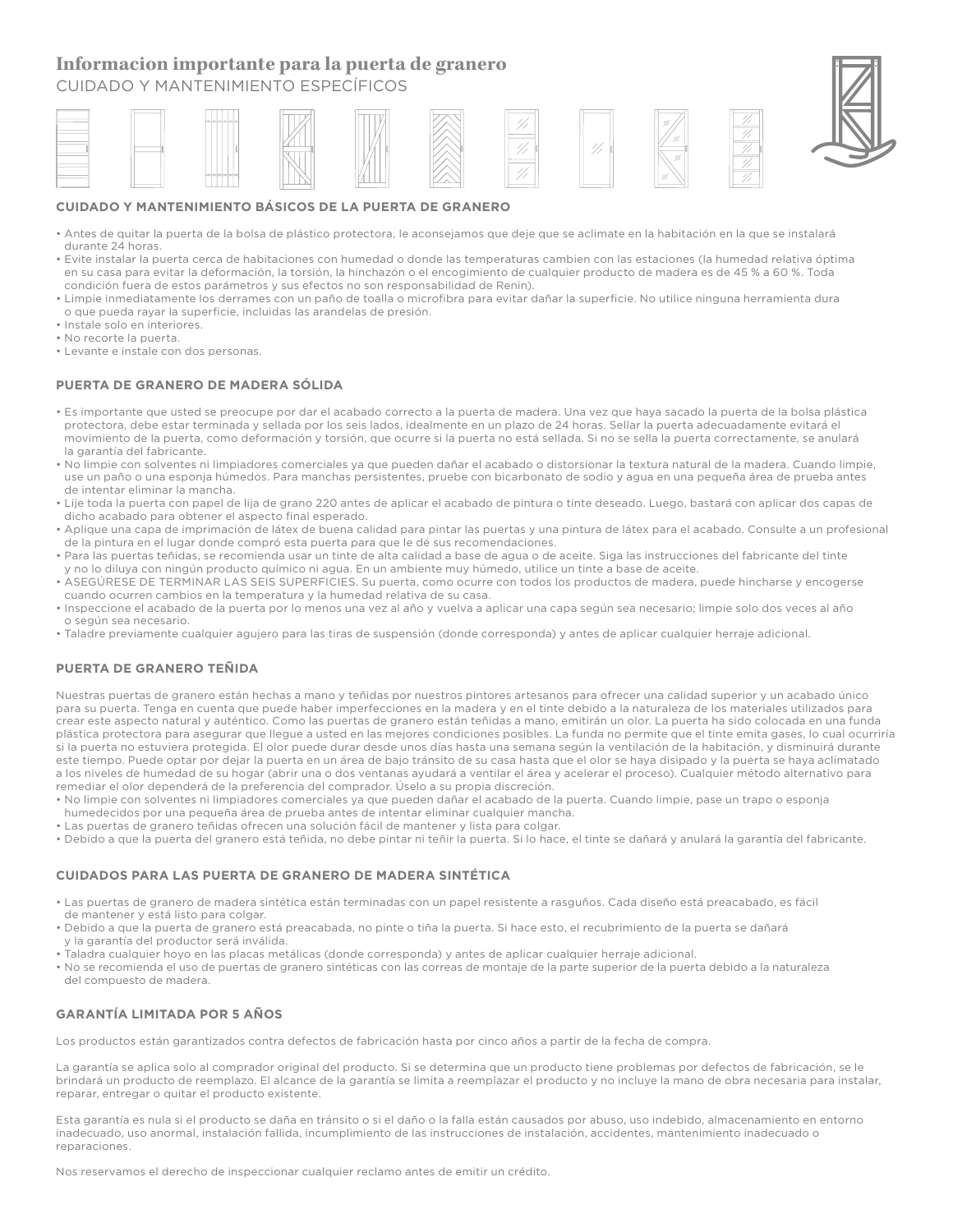# Informacion importante para la puerta de granero

CUIDADO Y MANTENIMIENTO ESPECÍFICOS

## CUIDADO Y MANTENIMIENTO BÁSICOS DE LA PUERTA DE GRANERO

- Antes de quitar la puerta de la bolsa de plástico protectora, le aconsejamos que deje que se aclimate en la habitación en la que se instalará durante 24 horas.
- Evite instalar la puerta cerca de habitaciones con humedad o donde las temperaturas cambien con las estaciones (la humedad relativa óptima en su casa para evitar la deformación, la torsión, la hinchazón o el encogimiento de cualquier producto de madera es de 45 % a 60 %. Toda condición fuera de estos parámetros y sus efectos no son responsabilidad de Renin).
- Limpie inmediatamente los derrames con un paño de toalla o microfibra para evitar dañar la superficie. No utilice ninguna herramienta dura o que pueda rayar la superficie, incluidas las arandelas de presión.
- Instale solo en interiores.
- No recorte la puerta.
- Levante e instale con dos personas.

## PUERTA DE GRANERO DE MADERA SÓLIDA

- Es importante que usted se preocupe por dar el acabado correcto a la puerta de madera. Una vez que haya sacado la puerta de la bolsa plástica protectora, debe estar terminada y sellada por los seis lados, idealmente en un plazo de 24 horas. Sellar la puerta adecuadamente evitará el movimiento de la puerta, como deformación y torsión, que ocurre si la puerta no está sellada. Si no se sella la puerta correctamente, se anulará la garantía del fabricante.
- No limpie con solventes ni limpiadores comerciales ya que pueden dañar el acabado o distorsionar la textura natural de la madera. Cuando limpie, use un paño o una esponja húmedos. Para manchas persistentes, pruebe con bicarbonato de sodio y agua en una pequeña área de prueba antes de intentar eliminar la mancha.
- Lije toda la puerta con papel de lija de grano 220 antes de aplicar el acabado de pintura o tinte deseado. Luego, bastará con aplicar dos capas de dicho acabado para obtener el aspecto final esperado.
- Aplique una capa de imprimación de látex de buena calidad para pintar las puertas y una pintura de látex para el acabado. Consulte a un profesional de la pintura en el lugar donde compró esta puerta para que le dé sus recomendaciones.
- Para las puertas teñidas, se recomienda usar un tinte de alta calidad a base de agua o de aceite. Siga las instrucciones del fabricante del tinte y no lo diluya con ningún producto químico ni agua. En un ambiente muy húmedo, utilice un tinte a base de aceite.
- ASEGÚRESE DE TERMINAR LAS SEIS SUPERFICIES. Su puerta, como ocurre con todos los productos de madera, puede hincharse y encogerse cuando ocurren cambios en la temperatura y la humedad relativa de su casa.
- Inspeccione el acabado de la puerta por lo menos una vez al año y vuelva a aplicar una capa según sea necesario; limpie solo dos veces al año o según sea necesario.
- Taladre previamente cualquier agujero para las tiras de suspensión (donde corresponda) y antes de aplicar cualquier herraje adicional.

## PUERTA DE GRANERO TEÑIDA

Nuestras puertas de granero están hechas a mano y teñidas por nuestros pintores artesanos para ofrecer una calidad superior y un acabado único para su puerta. Tenga en cuenta que puede haber imperfecciones en la madera y en el tinte debido a la naturaleza de los materiales utilizados para crear este aspecto natural y auténtico. Como las puertas de granero están teñidas a mano, emitirán un olor. La puerta ha sido colocada en una funda plástica protectora para asegurar que llegue a usted en las mejores condiciones posibles. La funda no permite que el tinte emita gases, lo cual ocurriría si la puerta no estuviera protegida. El olor puede durar desde unos días hasta una semana según la ventilación de la habitación, y disminuirá durante este tiempo. Puede optar por dejar la puerta en un área de bajo tránsito de su casa hasta que el olor se haya disipado y la puerta se haya aclimatado a los niveles de humedad de su hogar (abrir una o dos ventanas ayudará a ventilar el área y acelerar el proceso). Cualquier método alternativo para remediar el olor dependerá de la preferencia del comprador. Úselo a su propia discreción.

- No limpie con solventes ni limpiadores comerciales ya que pueden dañar el acabado de la puerta. Cuando limpie, pase un trapo o esponja humedecidos por una pequeña área de prueba antes de intentar eliminar cualquier mancha.
- Las puertas de granero teñidas ofrecen una solución fácil de mantener y lista para colgar.
- Debido a que la puerta del granero está teñida, no debe pintar ni teñir la puerta. Si lo hace, el tinte se dañará y anulará la garantía del fabricante.

## CUIDADOS PARA LAS PUERTA DE GRANERO DE MADERA SINTÉTICA

- Las puertas de granero de madera sintética están terminadas con un papel resistente a rasguños. Cada diseño está preacabado, es fácil de mantener y está listo para colgar.
- Debido a que la puerta de granero está preacabada, no pinte o tiña la puerta. Si hace esto, el recubrimiento de la puerta se dañará y la garantía del productor será inválida.
- Taladra cualquier hoyo en las placas metálicas (donde corresponda) y antes de aplicar cualquier herraje adicional.
- No se recomienda el uso de puertas de granero sintéticas con las correas de montaje de la parte superior de la puerta debido a la naturaleza del compuesto de madera.

## GARANTÍA LIMITADA POR 5 AÑOS

Los productos están garantizados contra defectos de fabricación hasta por cinco años a partir de la fecha de compra.

La garantía se aplica solo al comprador original del producto. Si se determina que un producto tiene problemas por defectos de fabricación, se le brindará un producto de reemplazo. El alcance de la garantía se limita a reemplazar el producto y no incluye la mano de obra necesaria para instalar, reparar, entregar o quitar el producto existente.

Esta garantía es nula si el producto se daña en tránsito o si el daño o la falla están causados por abuso, uso indebido, almacenamiento en entorno inadecuado, uso anormal, instalación fallida, incumplimiento de las instrucciones de instalación, accidentes, mantenimiento inadecuado o reparaciones.

Nos reservamos el derecho de inspeccionar cualquier reclamo antes de emitir un crédito.